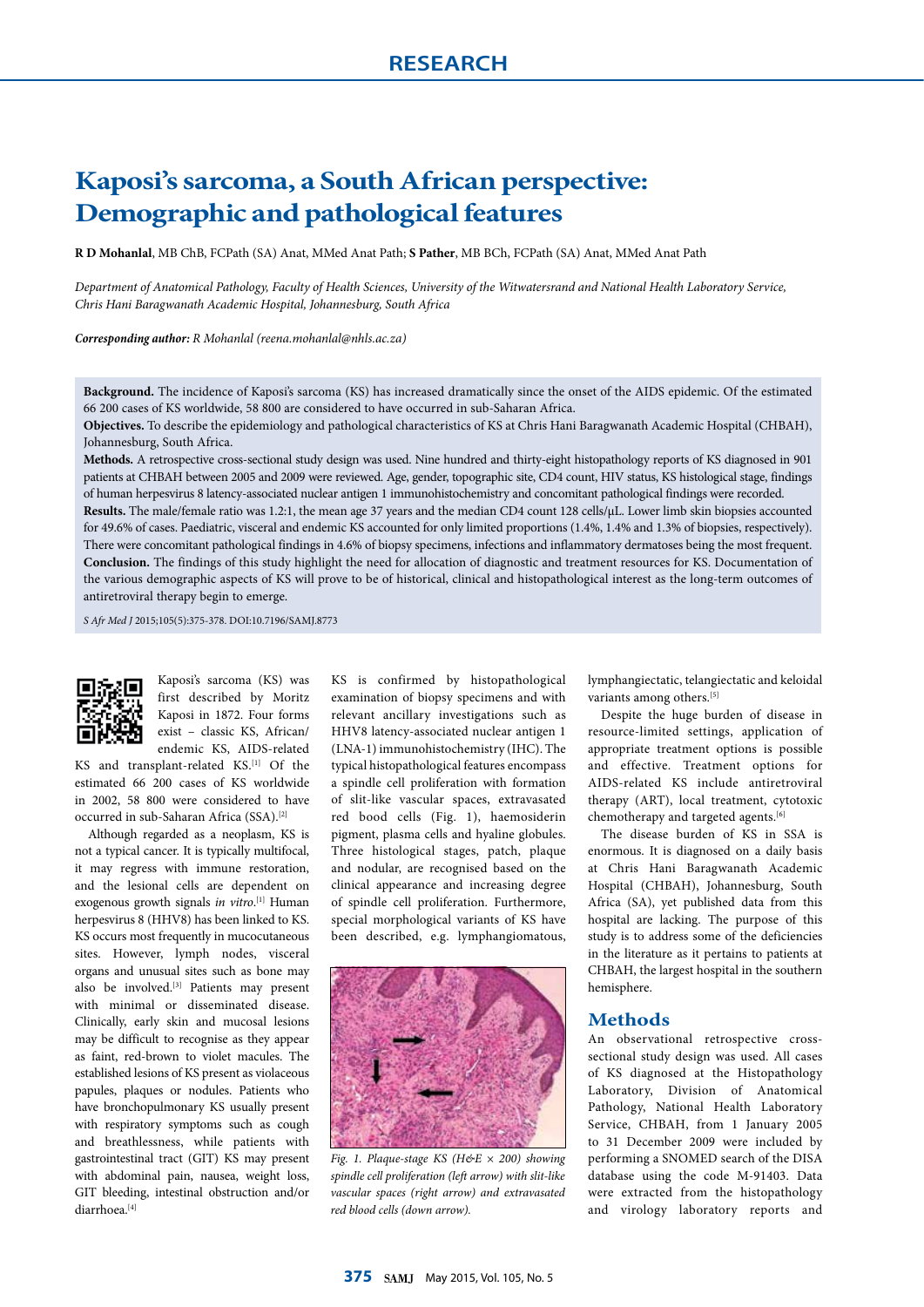RESEARCH

# Kaposi's sarcoma, a South African perspective: Demographic and pathological features

**R D Mohanlal**, MB ChB, FCPath (SA) Anat, MMed Anat Path; **S Pather**, MB BCh, FCPath (SA) Anat, MMed Anat Path

*Department of Anatomical Pathology, Faculty of Health Sciences, University of the Witwatersrand and National Health Laboratory Service, Chris Hani Baragwanath Academic Hospital, Johannesburg, South Africa*

***Corresponding author:** R Mohanlal (reena.mohanlal@nhls.ac.za)*

**Background.** The incidence of Kaposi's sarcoma (KS) has increased dramatically since the onset of the AIDS epidemic. Of the estimated 66 200 cases of KS worldwide, 58 800 are considered to have occurred in sub-Saharan Africa.

**Objectives.** To describe the epidemiology and pathological characteristics of KS at Chris Hani Baragwanath Academic Hospital (CHBAH), Johannesburg, South Africa.

**Methods.** A retrospective cross-sectional study design was used. Nine hundred and thirty-eight histopathology reports of KS diagnosed in 901 patients at CHBAH between 2005 and 2009 were reviewed. Age, gender, topographic site, CD4 count, HIV status, KS histological stage, findings of human herpesvirus 8 latency-associated nuclear antigen 1 immunohistochemistry and concomitant pathological findings were recorded.

**Results.** The male/female ratio was 1.2:1, the mean age 37 years and the median CD4 count 128 cells/µL. Lower limb skin biopsies accounted for 49.6% of cases. Paediatric, visceral and endemic KS accounted for only limited proportions (1.4%, 1.4% and 1.3% of biopsies, respectively). There were concomitant pathological findings in 4.6% of biopsy specimens, infections and inflammatory dermatoses being the most frequent.

**Conclusion.** The findings of this study highlight the need for allocation of diagnostic and treatment resources for KS. Documentation of the various demographic aspects of KS will prove to be of historical, clinical and histopathological interest as the long-term outcomes of antiretroviral therapy begin to emerge.

*S Afr Med J* 2015;105(5):375-378. DOI:10.7196/SAMJ.8773

Kaposi's sarcoma (KS) was first described by Moritz Kaposi in 1872. Four forms exist – classic KS, African/endemic KS, AIDS-related KS and transplant-related KS.[1] Of the estimated 66 200 cases of KS worldwide in 2002, 58 800 were considered to have occurred in sub-Saharan Africa (SSA).[2]

Although regarded as a neoplasm, KS is not a typical cancer. It is typically multifocal, it may regress with immune restoration, and the lesional cells are dependent on exogenous growth signals *in vitro*.[1] Human herpesvirus 8 (HHV8) has been linked to KS. KS occurs most frequently in mucocutaneous sites. However, lymph nodes, visceral organs and unusual sites such as bone may also be involved.[3] Patients may present with minimal or disseminated disease. Clinically, early skin and mucosal lesions may be difficult to recognise as they appear as faint, red-brown to violet macules. The established lesions of KS present as violaceous papules, plaques or nodules. Patients who have bronchopulmonary KS usually present with respiratory symptoms such as cough and breathlessness, while patients with gastrointestinal tract (GIT) KS may present with abdominal pain, nausea, weight loss, GIT bleeding, intestinal obstruction and/or diarrhoea.[4]

KS is confirmed by histopathological examination of biopsy specimens and with relevant ancillary investigations such as HHV8 latency-associated nuclear antigen 1 (LNA-1) immunohistochemistry (IHC). The typical histopathological features encompass a spindle cell proliferation with formation of slit-like vascular spaces, extravasated red bood cells (Fig. 1), haemosiderin pigment, plasma cells and hyaline globules. Three histological stages, patch, plaque and nodular, are recognised based on the clinical appearance and increasing degree of spindle cell proliferation. Furthermore, special morphological variants of KS have been described, e.g. lymphangiomatous, lymphangiectatic, telangiectatic and keloidal variants among others.[5]

*Fig. 1. Plaque-stage KS (H&E × 200) showing spindle cell proliferation (left arrow) with slit-like vascular spaces (right arrow) and extravasated red blood cells (down arrow).*

Despite the huge burden of disease in resource-limited settings, application of appropriate treatment options is possible and effective. Treatment options for AIDS-related KS include antiretroviral therapy (ART), local treatment, cytotoxic chemotherapy and targeted agents.[6]

The disease burden of KS in SSA is enormous. It is diagnosed on a daily basis at Chris Hani Baragwanath Academic Hospital (CHBAH), Johannesburg, South Africa (SA), yet published data from this hospital are lacking. The purpose of this study is to address some of the deficiencies in the literature as it pertains to patients at CHBAH, the largest hospital in the southern hemisphere.

## Methods

An observational retrospective cross-sectional study design was used. All cases of KS diagnosed at the Histopathology Laboratory, Division of Anatomical Pathology, National Health Laboratory Service, CHBAH, from 1 January 2005 to 31 December 2009 were included by performing a SNOMED search of the DISA database using the code M-91403. Data were extracted from the histopathology and virology laboratory reports and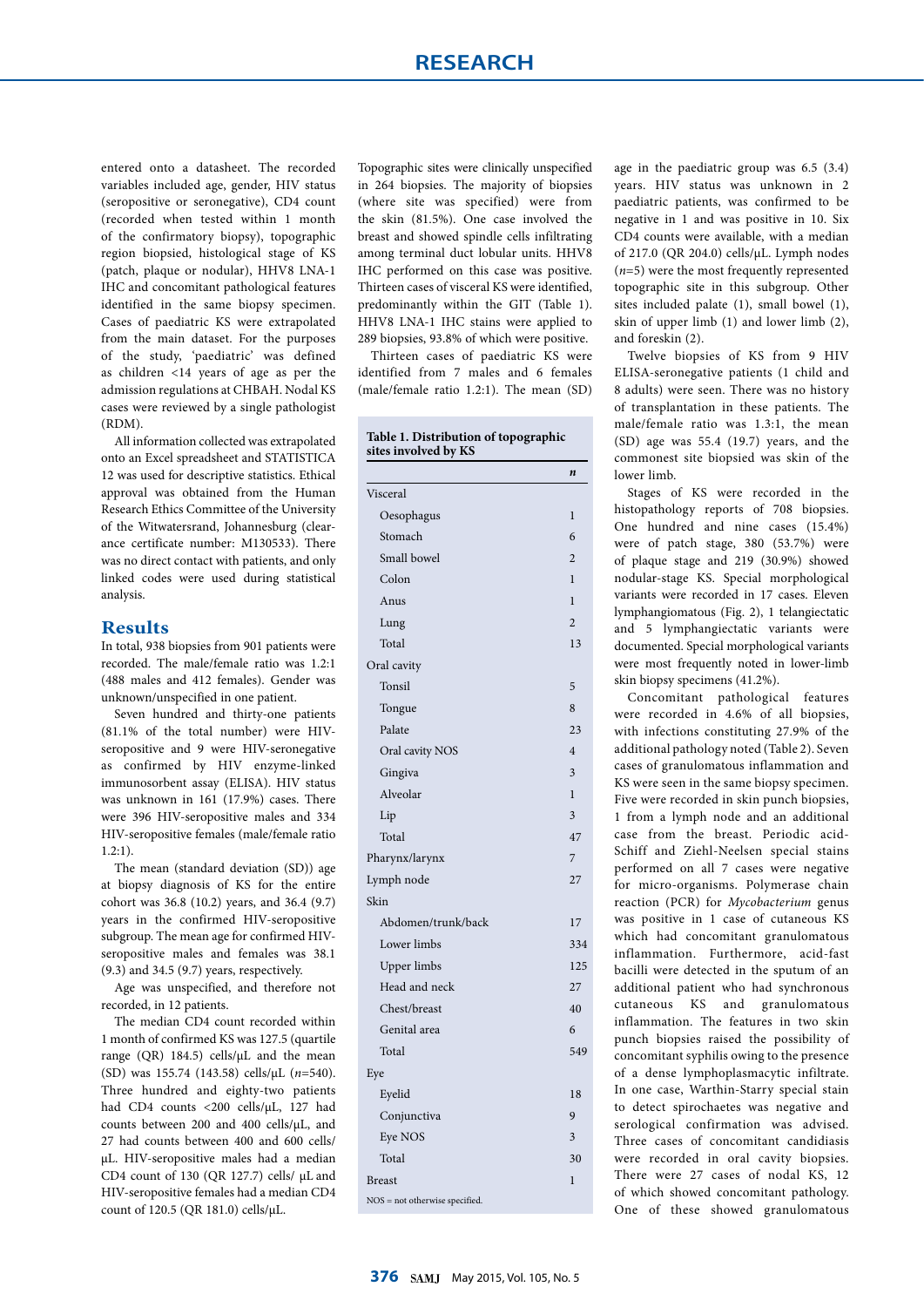entered onto a datasheet. The recorded variables included age, gender, HIV status (seropositive or seronegative), CD4 count (recorded when tested within 1 month of the confirmatory biopsy), topographic region biopsied, histological stage of KS (patch, plaque or nodular), HHV8 LNA-1 IHC and concomitant pathological features identified in the same biopsy specimen. Cases of paediatric KS were extrapolated from the main dataset. For the purposes of the study, 'paediatric' was defined as children <14 years of age as per the admission regulations at CHBAH. Nodal KS cases were reviewed by a single pathologist (RDM).

All information collected was extrapolated onto an Excel spreadsheet and STATISTICA 12 was used for descriptive statistics. Ethical approval was obtained from the Human Research Ethics Committee of the University of the Witwatersrand, Johannesburg (clearance certificate number: M130533). There was no direct contact with patients, and only linked codes were used during statistical analysis.

## Results

In total, 938 biopsies from 901 patients were recorded. The male/female ratio was 1.2:1 (488 males and 412 females). Gender was unknown/unspecified in one patient.

Seven hundred and thirty-one patients (81.1% of the total number) were HIV-seropositive and 9 were HIV-seronegative as confirmed by HIV enzyme-linked immunosorbent assay (ELISA). HIV status was unknown in 161 (17.9%) cases. There were 396 HIV-seropositive males and 334 HIV-seropositive females (male/female ratio 1.2:1).

The mean (standard deviation (SD)) age at biopsy diagnosis of KS for the entire cohort was 36.8 (10.2) years, and 36.4 (9.7) years in the confirmed HIV-seropositive subgroup. The mean age for confirmed HIV-seropositive males and females was 38.1 (9.3) and 34.5 (9.7) years, respectively.

Age was unspecified, and therefore not recorded, in 12 patients.

The median CD4 count recorded within 1 month of confirmed KS was 127.5 (quartile range (QR) 184.5) cells/µL and the mean (SD) was 155.74 (143.58) cells/µL ($n$=540). Three hundred and eighty-two patients had CD4 counts <200 cells/µL, 127 had counts between 200 and 400 cells/µL, and 27 had counts between 400 and 600 cells/µL. HIV-seropositive males had a median CD4 count of 130 (QR 127.7) cells/ µL and HIV-seropositive females had a median CD4 count of 120.5 (QR 181.0) cells/µL.

Topographic sites were clinically unspecified in 264 biopsies. The majority of biopsies (where site was specified) were from the skin (81.5%). One case involved the breast and showed spindle cells infiltrating among terminal duct lobular units. HHV8 IHC performed on this case was positive. Thirteen cases of visceral KS were identified, predominantly within the GIT (Table 1). HHV8 LNA-1 IHC stains were applied to 289 biopsies, 93.8% of which were positive.

Thirteen cases of paediatric KS were identified from 7 males and 6 females (male/female ratio 1.2:1). The mean (SD) age in the paediatric group was 6.5 (3.4) years. HIV status was unknown in 2 paediatric patients, was confirmed to be negative in 1 and was positive in 10. Six CD4 counts were available, with a median of 217.0 (QR 204.0) cells/µL. Lymph nodes ($n$=5) were the most frequently represented topographic site in this subgroup. Other sites included palate (1), small bowel (1), skin of upper limb (1) and lower limb (2), and foreskin (2).

**Table 1. Distribution of topographic sites involved by KS**

| | *n* |
|---|---|
| Visceral | |
| Oesophagus | 1 |
| Stomach | 6 |
| Small bowel | 2 |
| Colon | 1 |
| Anus | 1 |
| Lung | 2 |
| Total | 13 |
| Oral cavity | |
| Tonsil | 5 |
| Tongue | 8 |
| Palate | 23 |
| Oral cavity NOS | 4 |
| Gingiva | 3 |
| Alveolar | 1 |
| Lip | 3 |
| Total | 47 |
| Pharynx/larynx | 7 |
| Lymph node | 27 |
| Skin | |
| Abdomen/trunk/back | 17 |
| Lower limbs | 334 |
| Upper limbs | 125 |
| Head and neck | 27 |
| Chest/breast | 40 |
| Genital area | 6 |
| Total | 549 |
| Eye | |
| Eyelid | 18 |
| Conjunctiva | 9 |
| Eye NOS | 3 |
| Total | 30 |
| Breast | 1 |

NOS = not otherwise specified.

Twelve biopsies of KS from 9 HIV ELISA-seronegative patients (1 child and 8 adults) were seen. There was no history of transplantation in these patients. The male/female ratio was 1.3:1, the mean (SD) age was 55.4 (19.7) years, and the commonest site biopsied was skin of the lower limb.

Stages of KS were recorded in the histopathology reports of 708 biopsies. One hundred and nine cases (15.4%) were of patch stage, 380 (53.7%) were of plaque stage and 219 (30.9%) showed nodular-stage KS. Special morphological variants were recorded in 17 cases. Eleven lymphangiomatous (Fig. 2), 1 telangiectatic and 5 lymphangiectatic variants were documented. Special morphological variants were most frequently noted in lower-limb skin biopsy specimens (41.2%).

Concomitant pathological features were recorded in 4.6% of all biopsies, with infections constituting 27.9% of the additional pathology noted (Table 2). Seven cases of granulomatous inflammation and KS were seen in the same biopsy specimen. Five were recorded in skin punch biopsies, 1 from a lymph node and an additional case from the breast. Periodic acid-Schiff and Ziehl-Neelsen special stains performed on all 7 cases were negative for micro-organisms. Polymerase chain reaction (PCR) for *Mycobacterium* genus was positive in 1 case of cutaneous KS which had concomitant granulomatous inflammation. Furthermore, acid-fast bacilli were detected in the sputum of an additional patient who had synchronous cutaneous KS and granulomatous inflammation. The features in two skin punch biopsies raised the possibility of concomitant syphilis owing to the presence of a dense lymphoplasmacytic infiltrate. In one case, Warthin-Starry special stain to detect spirochaetes was negative and serological confirmation was advised. Three cases of concomitant candidiasis were recorded in oral cavity biopsies. There were 27 cases of nodal KS, 12 of which showed concomitant pathology. One of these showed granulomatous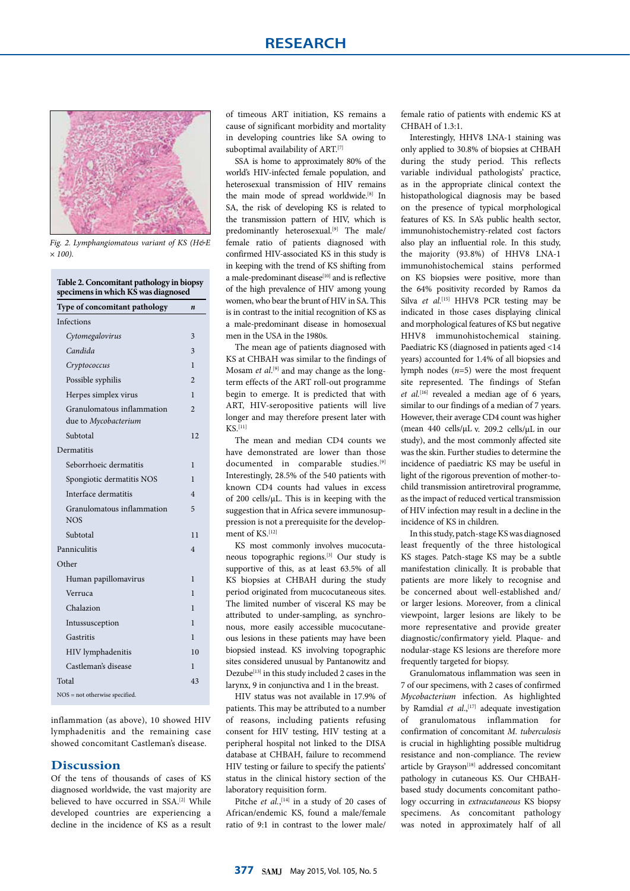Fig. 2. Lymphangiomatous variant of KS (H&E × 100).

**Table 2. Concomitant pathology in biopsy specimens in which KS was diagnosed**

| Type of concomitant pathology | *n* |
|---|---|
| Infections | |
| *Cytomegalovirus* | 3 |
| *Candida* | 3 |
| *Cryptococcus* | 1 |
| Possible syphilis | 2 |
| Herpes simplex virus | 1 |
| Granulomatous inflammation due to *Mycobacterium* | 2 |
| Subtotal | 12 |
| Dermatitis | |
| Seborrhoeic dermatitis | 1 |
| Spongiotic dermatitis NOS | 1 |
| Interface dermatitis | 4 |
| Granulomatous inflammation NOS | 5 |
| Subtotal | 11 |
| Panniculitis | 4 |
| Other | |
| Human papillomavirus | 1 |
| Verruca | 1 |
| Chalazion | 1 |
| Intussusception | 1 |
| Gastritis | 1 |
| HIV lymphadenitis | 10 |
| Castleman's disease | 1 |
| Total | 43 |

NOS = not otherwise specified.

inflammation (as above), 10 showed HIV lymphadenitis and the remaining case showed concomitant Castleman's disease.

## Discussion

Of the tens of thousands of cases of KS diagnosed worldwide, the vast majority are believed to have occurred in SSA.[2] While developed countries are experiencing a decline in the incidence of KS as a result of timeous ART initiation, KS remains a cause of significant morbidity and mortality in developing countries like SA owing to suboptimal availability of ART.[7]

SSA is home to approximately 80% of the world's HIV-infected female population, and heterosexual transmission of HIV remains the main mode of spread worldwide.[8] In SA, the risk of developing KS is related to the transmission pattern of HIV, which is predominantly heterosexual.[9] The male/female ratio of patients diagnosed with confirmed HIV-associated KS in this study is in keeping with the trend of KS shifting from a male-predominant disease[10] and is reflective of the high prevalence of HIV among young women, who bear the brunt of HIV in SA. This is in contrast to the initial recognition of KS as a male-predominant disease in homosexual men in the USA in the 1980s.

The mean age of patients diagnosed with KS at CHBAH was similar to the findings of Mosam *et al*.[9] and may change as the long-term effects of the ART roll-out programme begin to emerge. It is predicted that with ART, HIV-seropositive patients will live longer and may therefore present later with KS.[11]

The mean and median CD4 counts we have demonstrated are lower than those documented in comparable studies.[9] Interestingly, 28.5% of the 540 patients with known CD4 counts had values in excess of 200 cells/µL. This is in keeping with the suggestion that in Africa severe immunosuppression is not a prerequisite for the development of KS.[12]

KS most commonly involves mucocutaneous topographic regions.[3] Our study is supportive of this, as at least 63.5% of all KS biopsies at CHBAH during the study period originated from mucocutaneous sites. The limited number of visceral KS may be attributed to under-sampling, as synchronous, more easily accessible mucocutaneous lesions in these patients may have been biopsied instead. KS involving topographic sites considered unusual by Pantanowitz and Dezube[13] in this study included 2 cases in the larynx, 9 in conjunctiva and 1 in the breast.

HIV status was not available in 17.9% of patients. This may be attributed to a number of reasons, including patients refusing consent for HIV testing, HIV testing at a peripheral hospital not linked to the DISA database at CHBAH, failure to recommend HIV testing or failure to specify the patients' status in the clinical history section of the laboratory requisition form.

Pitche *et al*.,[14] in a study of 20 cases of African/endemic KS, found a male/female ratio of 9:1 in contrast to the lower male/female ratio of patients with endemic KS at CHBAH of 1.3:1.

Interestingly, HHV8 LNA-1 staining was only applied to 30.8% of biopsies at CHBAH during the study period. This reflects variable individual pathologists' practice, as in the appropriate clinical context the histopathological diagnosis may be based on the presence of typical morphological features of KS. In SA's public health sector, immunohistochemistry-related cost factors also play an influential role. In this study, the majority (93.8%) of HHV8 LNA-1 immunohistochemical stains performed on KS biopsies were positive, more than the 64% positivity recorded by Ramos da Silva *et al*.[15] HHV8 PCR testing may be indicated in those cases displaying clinical and morphological features of KS but negative HHV8 immunohistochemical staining. Paediatric KS (diagnosed in patients aged <14 years) accounted for 1.4% of all biopsies and lymph nodes (*n*=5) were the most frequent site represented. The findings of Stefan *et al*.[16] revealed a median age of 6 years, similar to our findings of a median of 7 years. However, their average CD4 count was higher (mean 440 cells/µL v. 209.2 cells/µL in our study), and the most commonly affected site was the skin. Further studies to determine the incidence of paediatric KS may be useful in light of the rigorous prevention of mother-to-child transmission antiretroviral programme, as the impact of reduced vertical transmission of HIV infection may result in a decline in the incidence of KS in children.

In this study, patch-stage KS was diagnosed least frequently of the three histological KS stages. Patch-stage KS may be a subtle manifestation clinically. It is probable that patients are more likely to recognise and be concerned about well-established and/or larger lesions. Moreover, from a clinical viewpoint, larger lesions are likely to be more representative and provide greater diagnostic/confirmatory yield. Plaque- and nodular-stage KS lesions are therefore more frequently targeted for biopsy.

Granulomatous inflammation was seen in 7 of our specimens, with 2 cases of confirmed *Mycobacterium* infection. As highlighted by Ramdial *et al*.,[17] adequate investigation of granulomatous inflammation for confirmation of concomitant *M. tuberculosis* is crucial in highlighting possible multidrug resistance and non-compliance. The review article by Grayson[18] addressed concomitant pathology in cutaneous KS. Our CHBAH-based study documents concomitant pathology occurring in *extracutaneous* KS biopsy specimens. As concomitant pathology was noted in approximately half of all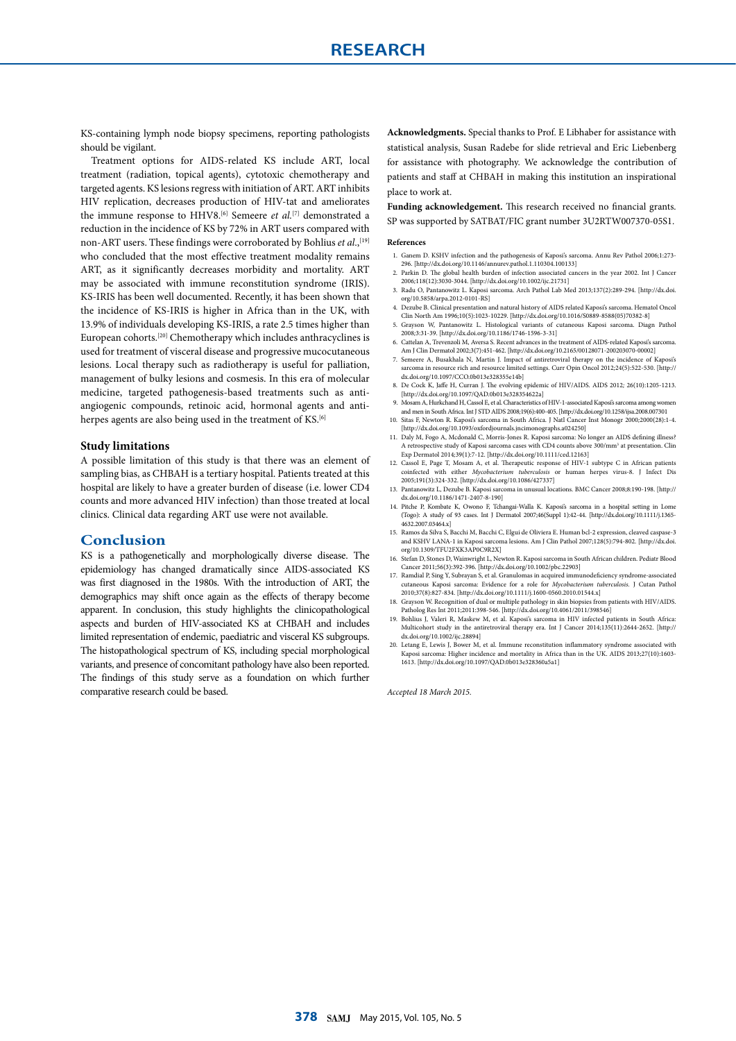KS-containing lymph node biopsy specimens, reporting pathologists should be vigilant.

Treatment options for AIDS-related KS include ART, local treatment (radiation, topical agents), cytotoxic chemotherapy and targeted agents. KS lesions regress with initiation of ART. ART inhibits HIV replication, decreases production of HIV-tat and ameliorates the immune response to HHV8.[6] Semeere *et al.*[7] demonstrated a reduction in the incidence of KS by 72% in ART users compared with non-ART users. These findings were corroborated by Bohlius *et al.*,[19] who concluded that the most effective treatment modality remains ART, as it significantly decreases morbidity and mortality. ART may be associated with immune reconstitution syndrome (IRIS). KS-IRIS has been well documented. Recently, it has been shown that the incidence of KS-IRIS is higher in Africa than in the UK, with 13.9% of individuals developing KS-IRIS, a rate 2.5 times higher than European cohorts.[20] Chemotherapy which includes anthracyclines is used for treatment of visceral disease and progressive mucocutaneous lesions. Local therapy such as radiotherapy is useful for palliation, management of bulky lesions and cosmesis. In this era of molecular medicine, targeted pathogenesis-based treatments such as anti-angiogenic compounds, retinoic acid, hormonal agents and anti-herpes agents are also being used in the treatment of KS.[6]

### Study limitations

A possible limitation of this study is that there was an element of sampling bias, as CHBAH is a tertiary hospital. Patients treated at this hospital are likely to have a greater burden of disease (i.e. lower CD4 counts and more advanced HIV infection) than those treated at local clinics. Clinical data regarding ART use were not available.

## Conclusion

KS is a pathogenetically and morphologically diverse disease. The epidemiology has changed dramatically since AIDS-associated KS was first diagnosed in the 1980s. With the introduction of ART, the demographics may shift once again as the effects of therapy become apparent. In conclusion, this study highlights the clinicopathological aspects and burden of HIV-associated KS at CHBAH and includes limited representation of endemic, paediatric and visceral KS subgroups. The histopathological spectrum of KS, including special morphological variants, and presence of concomitant pathology have also been reported. The findings of this study serve as a foundation on which further comparative research could be based.

**Acknowledgments.** Special thanks to Prof. E Libhaber for assistance with statistical analysis, Susan Radebe for slide retrieval and Eric Liebenberg for assistance with photography. We acknowledge the contribution of patients and staff at CHBAH in making this institution an inspirational place to work at.

**Funding acknowledgement.** This research received no financial grants. SP was supported by SATBAT/FIC grant number 3U2RTW007370-05S1.

#### References

1. Ganem D. KSHV infection and the pathogenesis of Kaposi's sarcoma. Annu Rev Pathol 2006;1:273-296. [http://dx.doi.org/10.1146/annurev.pathol.1.110304.100133]
2. Parkin D. The global health burden of infection associated cancers in the year 2002. Int J Cancer 2006;118(12):3030-3044. [http://dx.doi.org/10.1002/ijc.21731]
3. Radu O, Pantanowitz L. Kaposi sarcoma. Arch Pathol Lab Med 2013;137(2):289-294. [http://dx.doi.org/10.5858/arpa.2012-0101-RS]
4. Dezube B. Clinical presentation and natural history of AIDS related Kaposi's sarcoma. Hematol Oncol Clin North Am 1996;10(5):1023-10229. [http://dx.doi.org/10.1016/S0889-8588(05)70382-8]
5. Grayson W, Pantanowitz L. Histological variants of cutaneous Kaposi sarcoma. Diagn Pathol 2008;3:31-39. [http://dx.doi.org/10.1186/1746-1596-3-31]
6. Cattelan A, Trevenzoli M, Aversa S. Recent advances in the treatment of AIDS-related Kaposi's sarcoma. Am J Clin Dermatol 2002;3(7):451-462. [http://dx.doi.org/10.2165/00128071-200203070-00002]
7. Semeere A, Busakhala N, Martin J. Impact of antiretroviral therapy on the incidence of Kaposi's sarcoma in resource rich and resource limited settings. Curr Opin Oncol 2012;24(5):522-530. [http://dx.doi.org/10.1097/CCO.0b013e328355e14b]
8. De Cock K, Jaffe H, Curran J. The evolving epidemic of HIV/AIDS. AIDS 2012; 26(10):1205-1213. [http://dx.doi.org/10.1097/QAD.0b013e328354622a]
9. Mosam A, Hurkchand H, Cassol E, et al. Characteristics of HIV-1-associated Kaposi's sarcoma among women and men in South Africa. Int J STD AIDS 2008;19(6):400-405. [http://dx.doi.org/10.1258/ijsa.2008.007301
10. Sitas F, Newton R. Kaposi's sarcoma in South Africa. J Natl Cancer Inst Monogr 2000;2000(28):1-4. [http://dx.doi.org/10.1093/oxfordjournals.jncimonographs.a024250]
11. Daly M, Fogo A, Mcdonald C, Morris-Jones R. Kaposi sarcoma: No longer an AIDS defining illness? A retrospective study of Kaposi sarcoma cases with CD4 counts above 300/mm³ at presentation. Clin Exp Dermatol 2014;39(1):7-12. [http://dx.doi.org/10.1111/ced.12163]
12. Cassol E, Page T, Mosam A, et al. Therapeutic response of HIV-1 subtype C in African patients coinfected with either *Mycobacterium tuberculosis* or human herpes virus-8. J Infect Dis 2005;191(3):324-332. [http://dx.doi.org/10.1086/427337]
13. Pantanowitz L, Dezube B. Kaposi sarcoma in unusual locations. BMC Cancer 2008;8:190-198. [http://dx.doi.org/10.1186/1471-2407-8-190]
14. Pitche P, Kombate K, Owono F, Tchangai-Walla K. Kaposi's sarcoma in a hospital setting in Lome (Togo): A study of 93 cases. Int J Dermatol 2007;46(Suppl 1):42-44. [http://dx.doi.org/10.1111/j.1365-4632.2007.03464.x]
15. Ramos da Silva S, Bacchi M, Bacchi C, Elgui de Oliviera E. Human bcl-2 expression, cleaved caspase-3 and KSHV LANA-1 in Kaposi sarcoma lesions. Am J Clin Pathol 2007;128(5):794-802. [http://dx.doi.org/10.1309/TFU2FXK3AP0C9R2X]
16. Stefan D, Stones D, Wainwright L, Newton R. Kaposi sarcoma in South African children. Pediatr Blood Cancer 2011;56(3):392-396. [http://dx.doi.org/10.1002/pbc.22903]
17. Ramdial P, Sing Y, Subrayan S, et al. Granulomas in acquired immunodeficiency syndrome-associated cutaneous Kaposi sarcoma: Evidence for a role for *Mycobacterium tuberculosis*. J Cutan Pathol 2010;37(8):827-834. [http://dx.doi.org/10.1111/j.1600-0560.2010.01544.x]
18. Grayson W. Recognition of dual or multiple pathology in skin biopsies from patients with HIV/AIDS. Patholog Res Int 2011;2011:398-546. [http://dx.doi.org/10.4061/2011/398546]
19. Bohlius J, Valeri R, Maskew M, et al. Kaposi's sarcoma in HIV infected patients in South Africa: Multicohort study in the antiretroviral therapy era. Int J Cancer 2014;135(11):2644-2652. [http://dx.doi.org/10.1002/ijc.28894]
20. Letang E, Lewis J, Bower M, et al. Immune reconstitution inflammatory syndrome associated with Kaposi sarcoma: Higher incidence and mortality in Africa than in the UK. AIDS 2013;27(10):1603-1613. [http://dx.doi.org/10.1097/QAD.0b013e328360a5a1]

*Accepted 18 March 2015.*